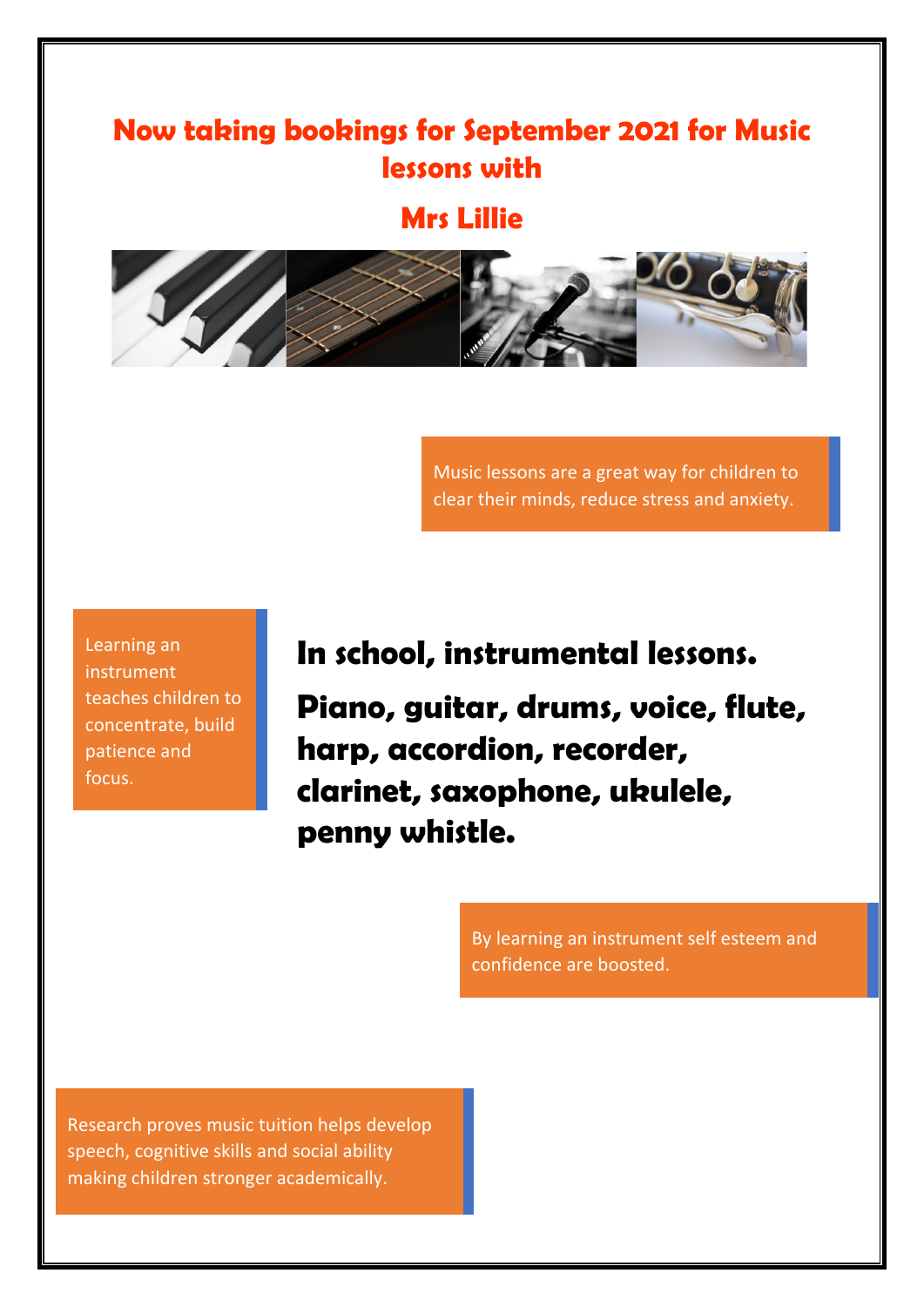# Now taking bookings for September 2021 for Music lessons with

# Mrs Lillie

Music lessons are a great way for children to clear their minds, reduce stress and anxiety.

Learning an instrument teaches children to concentrate, build patience and focus.

## In school, instrumental lessons.

## Piano, guitar, drums, voice, flute, harp, accordion, recorder, clarinet, saxophone, ukulele, penny whistle.

By learning an instrument self esteem and confidence are boosted.

Research proves music tuition helps develop speech, cognitive skills and social ability making children stronger academically.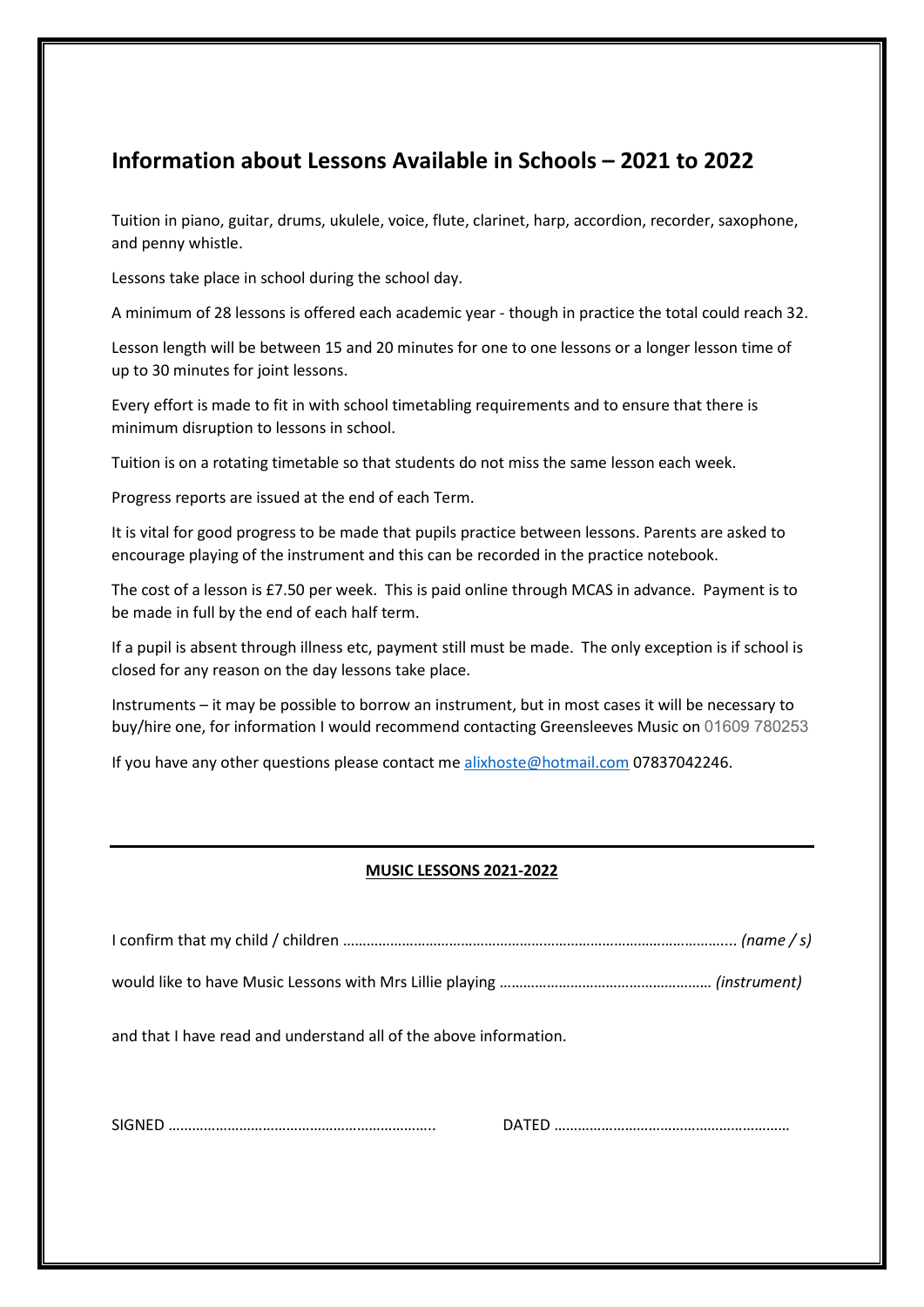# Information about Lessons Available in Schools – 2021 to 2022

Tuition in piano, guitar, drums, ukulele, voice, flute, clarinet, harp, accordion, recorder, saxophone, and penny whistle.

Lessons take place in school during the school day.

A minimum of 28 lessons is offered each academic year - though in practice the total could reach 32.

Lesson length will be between 15 and 20 minutes for one to one lessons or a longer lesson time of up to 30 minutes for joint lessons.

Every effort is made to fit in with school timetabling requirements and to ensure that there is minimum disruption to lessons in school.

Tuition is on a rotating timetable so that students do not miss the same lesson each week.

Progress reports are issued at the end of each Term.

It is vital for good progress to be made that pupils practice between lessons. Parents are asked to encourage playing of the instrument and this can be recorded in the practice notebook.

The cost of a lesson is £7.50 per week. This is paid online through MCAS in advance. Payment is to be made in full by the end of each half term.

If a pupil is absent through illness etc, payment still must be made. The only exception is if school is closed for any reason on the day lessons take place.

Instruments – it may be possible to borrow an instrument, but in most cases it will be necessary to buy/hire one, for information I would recommend contacting Greensleeves Music on 01609 780253

If you have any other questions please contact me alixhoste@hotmail.com 07837042246.

---

**MUSIC LESSONS 2021-2022**

I confirm that my child / children ……………………………………………………………………………………... *(name / s)*

would like to have Music Lessons with Mrs Lillie playing ……………………………………………… *(instrument)*

and that I have read and understand all of the above information.

SIGNED …………………………………………………………..          DATED ……………………………………………………